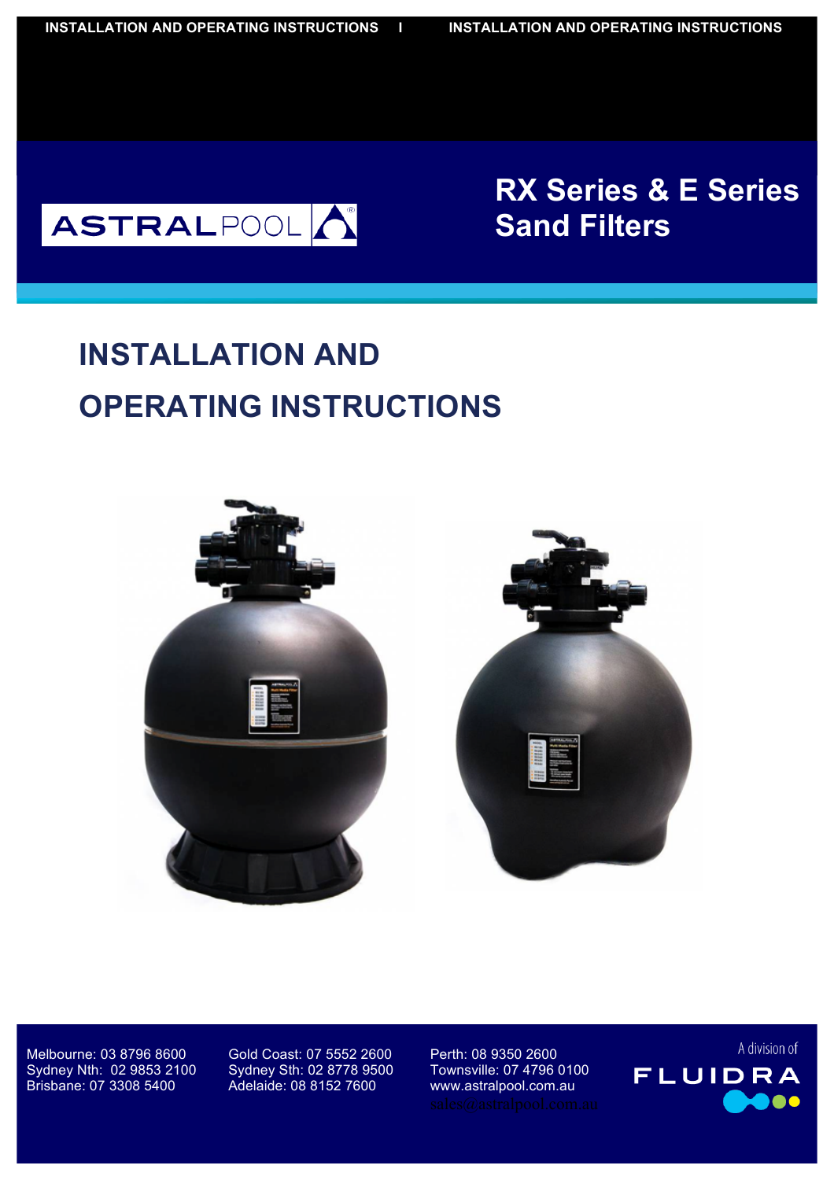ASTRALPOOL

# RX Series & E Series Sand Filters

# INSTALLATION AND OPERATING INSTRUCTIONS

Melbourne: 03 8796 8600
Sydney Nth: 02 9853 2100
Brisbane: 07 3308 5400

Gold Coast: 07 5552 2600
Sydney Sth: 02 8778 9500
Adelaide: 08 8152 7600

Perth: 08 9350 2600
Townsville: 07 4796 0100
www.astralpool.com.au
sales@astralpool.com.au

A division of FLUIDRA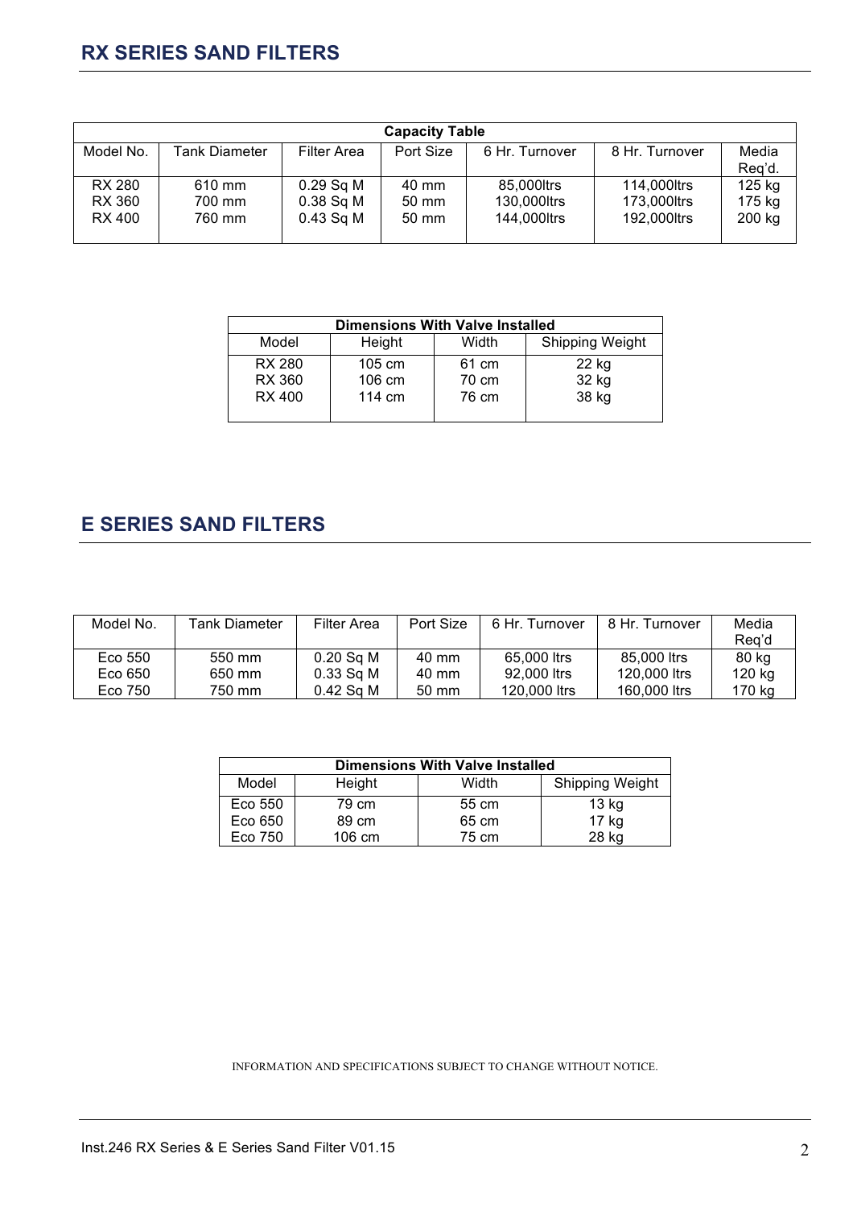## RX SERIES SAND FILTERS

| Capacity Table | | | | | | |
|---|---|---|---|---|---|---|
| Model No. | Tank Diameter | Filter Area | Port Size | 6 Hr. Turnover | 8 Hr. Turnover | Media Req'd. |
| RX 280 | 610 mm | 0.29 Sq M | 40 mm | 85,000ltrs | 114,000ltrs | 125 kg |
| RX 360 | 700 mm | 0.38 Sq M | 50 mm | 130,000ltrs | 173,000ltrs | 175 kg |
| RX 400 | 760 mm | 0.43 Sq M | 50 mm | 144,000ltrs | 192,000ltrs | 200 kg |

| Dimensions With Valve Installed | | | |
|---|---|---|---|
| Model | Height | Width | Shipping Weight |
| RX 280 | 105 cm | 61 cm | 22 kg |
| RX 360 | 106 cm | 70 cm | 32 kg |
| RX 400 | 114 cm | 76 cm | 38 kg |

## E SERIES SAND FILTERS

| Model No. | Tank Diameter | Filter Area | Port Size | 6 Hr. Turnover | 8 Hr. Turnover | Media Req'd |
|---|---|---|---|---|---|---|
| Eco 550 | 550 mm | 0.20 Sq M | 40 mm | 65,000 ltrs | 85,000 ltrs | 80 kg |
| Eco 650 | 650 mm | 0.33 Sq M | 40 mm | 92,000 ltrs | 120,000 ltrs | 120 kg |
| Eco 750 | 750 mm | 0.42 Sq M | 50 mm | 120,000 ltrs | 160,000 ltrs | 170 kg |

| Dimensions With Valve Installed | | | |
|---|---|---|---|
| Model | Height | Width | Shipping Weight |
| Eco 550 | 79 cm | 55 cm | 13 kg |
| Eco 650 | 89 cm | 65 cm | 17 kg |
| Eco 750 | 106 cm | 75 cm | 28 kg |

INFORMATION AND SPECIFICATIONS SUBJECT TO CHANGE WITHOUT NOTICE.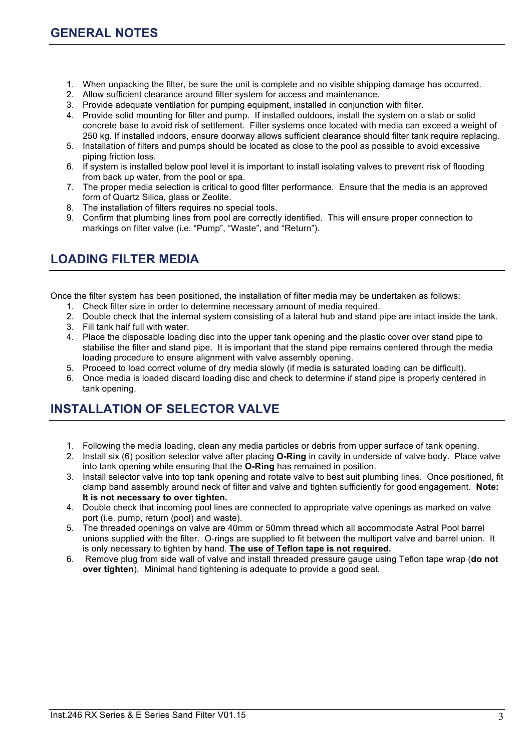## GENERAL NOTES

1. When unpacking the filter, be sure the unit is complete and no visible shipping damage has occurred.
2. Allow sufficient clearance around filter system for access and maintenance.
3. Provide adequate ventilation for pumping equipment, installed in conjunction with filter.
4. Provide solid mounting for filter and pump. If installed outdoors, install the system on a slab or solid concrete base to avoid risk of settlement. Filter systems once located with media can exceed a weight of 250 kg. If installed indoors, ensure doorway allows sufficient clearance should filter tank require replacing.
5. Installation of filters and pumps should be located as close to the pool as possible to avoid excessive piping friction loss.
6. If system is installed below pool level it is important to install isolating valves to prevent risk of flooding from back up water, from the pool or spa.
7. The proper media selection is critical to good filter performance. Ensure that the media is an approved form of Quartz Silica, glass or Zeolite.
8. The installation of filters requires no special tools.
9. Confirm that plumbing lines from pool are correctly identified. This will ensure proper connection to markings on filter valve (i.e. "Pump", "Waste", and "Return").

## LOADING FILTER MEDIA

Once the filter system has been positioned, the installation of filter media may be undertaken as follows:

1. Check filter size in order to determine necessary amount of media required.
2. Double check that the internal system consisting of a lateral hub and stand pipe are intact inside the tank.
3. Fill tank half full with water.
4. Place the disposable loading disc into the upper tank opening and the plastic cover over stand pipe to stabilise the filter and stand pipe. It is important that the stand pipe remains centered through the media loading procedure to ensure alignment with valve assembly opening.
5. Proceed to load correct volume of dry media slowly (if media is saturated loading can be difficult).
6. Once media is loaded discard loading disc and check to determine if stand pipe is properly centered in tank opening.

## INSTALLATION OF SELECTOR VALVE

1. Following the media loading, clean any media particles or debris from upper surface of tank opening.
2. Install six (6) position selector valve after placing **O-Ring** in cavity in underside of valve body. Place valve into tank opening while ensuring that the **O-Ring** has remained in position.
3. Install selector valve into top tank opening and rotate valve to best suit plumbing lines. Once positioned, fit clamp band assembly around neck of filter and valve and tighten sufficiently for good engagement. **Note: It is not necessary to over tighten.**
4. Double check that incoming pool lines are connected to appropriate valve openings as marked on valve port (i.e. pump, return (pool) and waste).
5. The threaded openings on valve are 40mm or 50mm thread which all accommodate Astral Pool barrel unions supplied with the filter. O-rings are supplied to fit between the multiport valve and barrel union. It is only necessary to tighten by hand. **The use of Teflon tape is not required.**
6. Remove plug from side wall of valve and install threaded pressure gauge using Teflon tape wrap (**do not over tighten**). Minimal hand tightening is adequate to provide a good seal.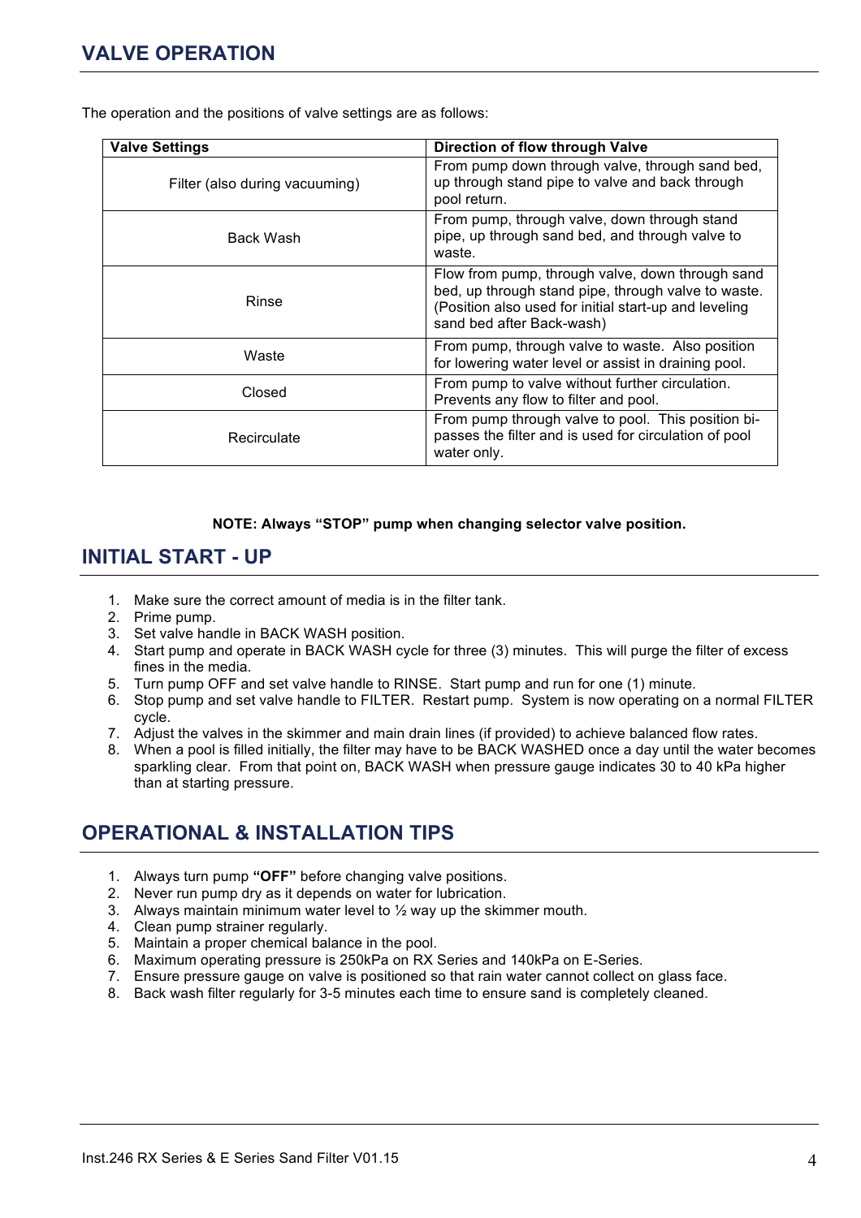## VALVE OPERATION

The operation and the positions of valve settings are as follows:

| Valve Settings | Direction of flow through Valve |
|---|---|
| Filter (also during vacuuming) | From pump down through valve, through sand bed, up through stand pipe to valve and back through pool return. |
| Back Wash | From pump, through valve, down through stand pipe, up through sand bed, and through valve to waste. |
| Rinse | Flow from pump, through valve, down through sand bed, up through stand pipe, through valve to waste. (Position also used for initial start-up and leveling sand bed after Back-wash) |
| Waste | From pump, through valve to waste. Also position for lowering water level or assist in draining pool. |
| Closed | From pump to valve without further circulation. Prevents any flow to filter and pool. |
| Recirculate | From pump through valve to pool. This position bi-passes the filter and is used for circulation of pool water only. |

**NOTE: Always "STOP" pump when changing selector valve position.**

## INITIAL START - UP

1. Make sure the correct amount of media is in the filter tank.
2. Prime pump.
3. Set valve handle in BACK WASH position.
4. Start pump and operate in BACK WASH cycle for three (3) minutes. This will purge the filter of excess fines in the media.
5. Turn pump OFF and set valve handle to RINSE. Start pump and run for one (1) minute.
6. Stop pump and set valve handle to FILTER. Restart pump. System is now operating on a normal FILTER cycle.
7. Adjust the valves in the skimmer and main drain lines (if provided) to achieve balanced flow rates.
8. When a pool is filled initially, the filter may have to be BACK WASHED once a day until the water becomes sparkling clear. From that point on, BACK WASH when pressure gauge indicates 30 to 40 kPa higher than at starting pressure.

## OPERATIONAL & INSTALLATION TIPS

1. Always turn pump **"OFF"** before changing valve positions.
2. Never run pump dry as it depends on water for lubrication.
3. Always maintain minimum water level to ½ way up the skimmer mouth.
4. Clean pump strainer regularly.
5. Maintain a proper chemical balance in the pool.
6. Maximum operating pressure is 250kPa on RX Series and 140kPa on E-Series.
7. Ensure pressure gauge on valve is positioned so that rain water cannot collect on glass face.
8. Back wash filter regularly for 3-5 minutes each time to ensure sand is completely cleaned.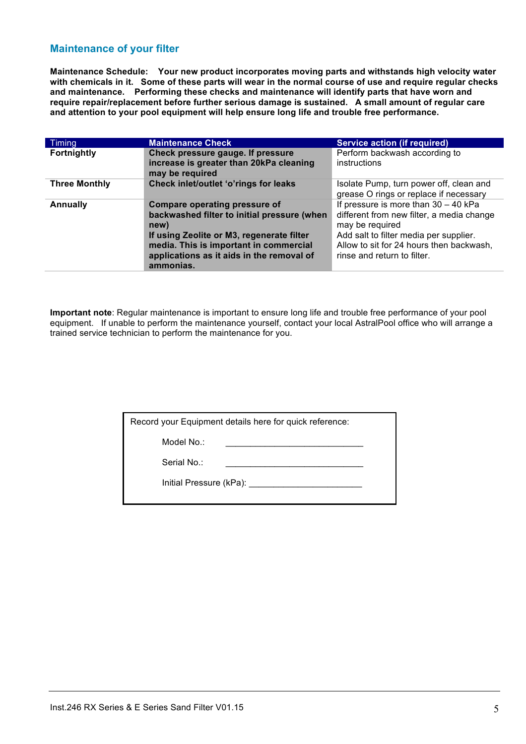## Maintenance of your filter

**Maintenance Schedule: Your new product incorporates moving parts and withstands high velocity water with chemicals in it. Some of these parts will wear in the normal course of use and require regular checks and maintenance. Performing these checks and maintenance will identify parts that have worn and require repair/replacement before further serious damage is sustained. A small amount of regular care and attention to your pool equipment will help ensure long life and trouble free performance.**

| Timing | Maintenance Check | Service action (if required) |
|---|---|---|
| **Fortnightly** | **Check pressure gauge. If pressure increase is greater than 20kPa cleaning may be required** | Perform backwash according to instructions |
| **Three Monthly** | **Check inlet/outlet 'o'rings for leaks** | Isolate Pump, turn power off, clean and grease O rings or replace if necessary |
| **Annually** | **Compare operating pressure of backwashed filter to initial pressure (when new)**<br>**If using Zeolite or M3, regenerate filter media. This is important in commercial applications as it aids in the removal of ammonias.** | If pressure is more than 30 – 40 kPa different from new filter, a media change may be required<br>Add salt to filter media per supplier. Allow to sit for 24 hours then backwash, rinse and return to filter. |

**Important note**: Regular maintenance is important to ensure long life and trouble free performance of your pool equipment. If unable to perform the maintenance yourself, contact your local AstralPool office who will arrange a trained service technician to perform the maintenance for you.

Record your Equipment details here for quick reference:

Model No.: ______________________________

Serial No.: ______________________________

Initial Pressure (kPa): _________________________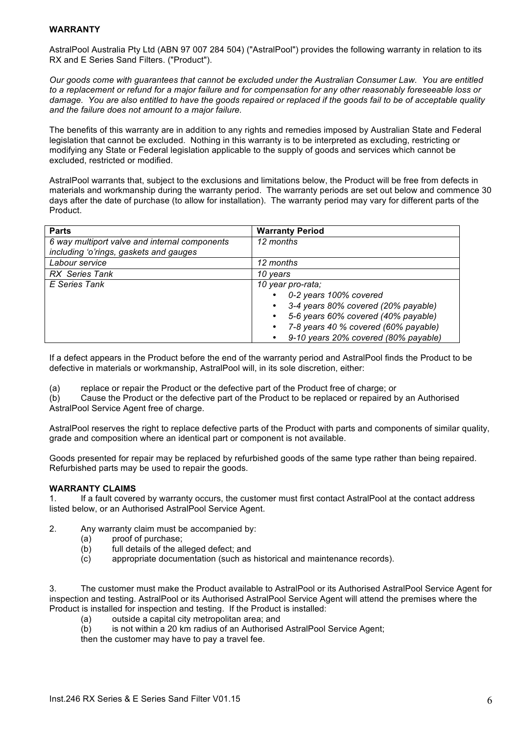**WARRANTY**

AstralPool Australia Pty Ltd (ABN 97 007 284 504) ("AstralPool") provides the following warranty in relation to its RX and E Series Sand Filters. ("Product").

*Our goods come with guarantees that cannot be excluded under the Australian Consumer Law. You are entitled to a replacement or refund for a major failure and for compensation for any other reasonably foreseeable loss or damage. You are also entitled to have the goods repaired or replaced if the goods fail to be of acceptable quality and the failure does not amount to a major failure.*

The benefits of this warranty are in addition to any rights and remedies imposed by Australian State and Federal legislation that cannot be excluded. Nothing in this warranty is to be interpreted as excluding, restricting or modifying any State or Federal legislation applicable to the supply of goods and services which cannot be excluded, restricted or modified.

AstralPool warrants that, subject to the exclusions and limitations below, the Product will be free from defects in materials and workmanship during the warranty period. The warranty periods are set out below and commence 30 days after the date of purchase (to allow for installation). The warranty period may vary for different parts of the Product.

| **Parts** | **Warranty Period** |
|---|---|
| *6 way multiport valve and internal components including 'o'rings, gaskets and gauges* | *12 months* |
| *Labour service* | *12 months* |
| *RX Series Tank* | *10 years* |
| *E Series Tank* | *10 year pro-rata;*<br>• *0-2 years 100% covered*<br>• *3-4 years 80% covered (20% payable)*<br>• *5-6 years 60% covered (40% payable)*<br>• *7-8 years 40 % covered (60% payable)*<br>• *9-10 years 20% covered (80% payable)* |

If a defect appears in the Product before the end of the warranty period and AstralPool finds the Product to be defective in materials or workmanship, AstralPool will, in its sole discretion, either:

(a) replace or repair the Product or the defective part of the Product free of charge; or

(b) Cause the Product or the defective part of the Product to be replaced or repaired by an Authorised AstralPool Service Agent free of charge.

AstralPool reserves the right to replace defective parts of the Product with parts and components of similar quality, grade and composition where an identical part or component is not available.

Goods presented for repair may be replaced by refurbished goods of the same type rather than being repaired. Refurbished parts may be used to repair the goods.

**WARRANTY CLAIMS**

1. If a fault covered by warranty occurs, the customer must first contact AstralPool at the contact address listed below, or an Authorised AstralPool Service Agent.

2. Any warranty claim must be accompanied by:
   (a) proof of purchase;
   (b) full details of the alleged defect; and
   (c) appropriate documentation (such as historical and maintenance records).

3. The customer must make the Product available to AstralPool or its Authorised AstralPool Service Agent for inspection and testing. AstralPool or its Authorised AstralPool Service Agent will attend the premises where the Product is installed for inspection and testing. If the Product is installed:
   (a) outside a capital city metropolitan area; and
   (b) is not within a 20 km radius of an Authorised AstralPool Service Agent;

   then the customer may have to pay a travel fee.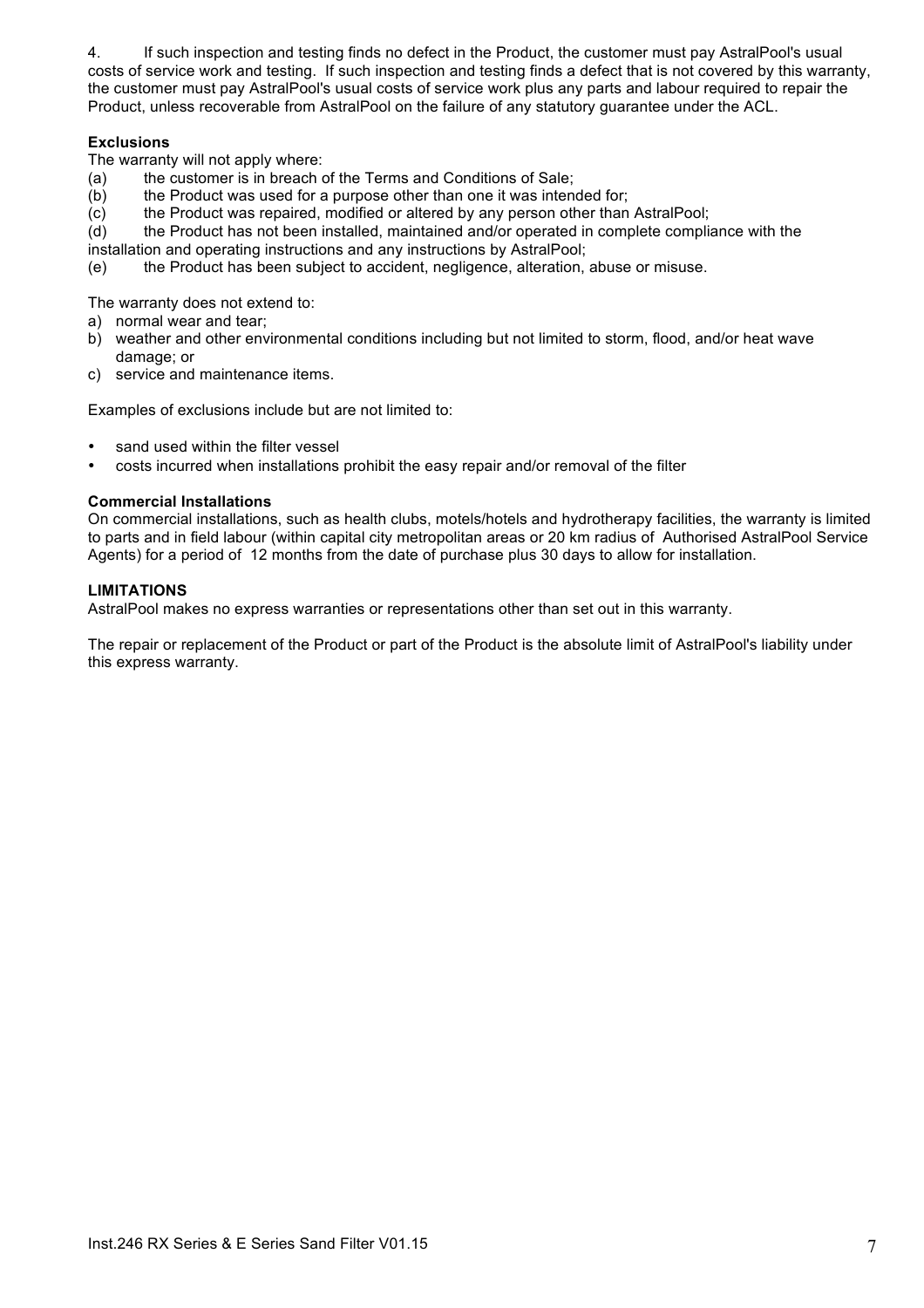4. If such inspection and testing finds no defect in the Product, the customer must pay AstralPool's usual costs of service work and testing. If such inspection and testing finds a defect that is not covered by this warranty, the customer must pay AstralPool's usual costs of service work plus any parts and labour required to repair the Product, unless recoverable from AstralPool on the failure of any statutory guarantee under the ACL.

**Exclusions**

The warranty will not apply where:

(a) the customer is in breach of the Terms and Conditions of Sale;
(b) the Product was used for a purpose other than one it was intended for;
(c) the Product was repaired, modified or altered by any person other than AstralPool;
(d) the Product has not been installed, maintained and/or operated in complete compliance with the installation and operating instructions and any instructions by AstralPool;
(e) the Product has been subject to accident, negligence, alteration, abuse or misuse.

The warranty does not extend to:

a) normal wear and tear;
b) weather and other environmental conditions including but not limited to storm, flood, and/or heat wave damage; or
c) service and maintenance items.

Examples of exclusions include but are not limited to:

- sand used within the filter vessel
- costs incurred when installations prohibit the easy repair and/or removal of the filter

**Commercial Installations**

On commercial installations, such as health clubs, motels/hotels and hydrotherapy facilities, the warranty is limited to parts and in field labour (within capital city metropolitan areas or 20 km radius of Authorised AstralPool Service Agents) for a period of 12 months from the date of purchase plus 30 days to allow for installation.

**LIMITATIONS**

AstralPool makes no express warranties or representations other than set out in this warranty.

The repair or replacement of the Product or part of the Product is the absolute limit of AstralPool's liability under this express warranty.

Inst.246 RX Series & E Series Sand Filter V01.15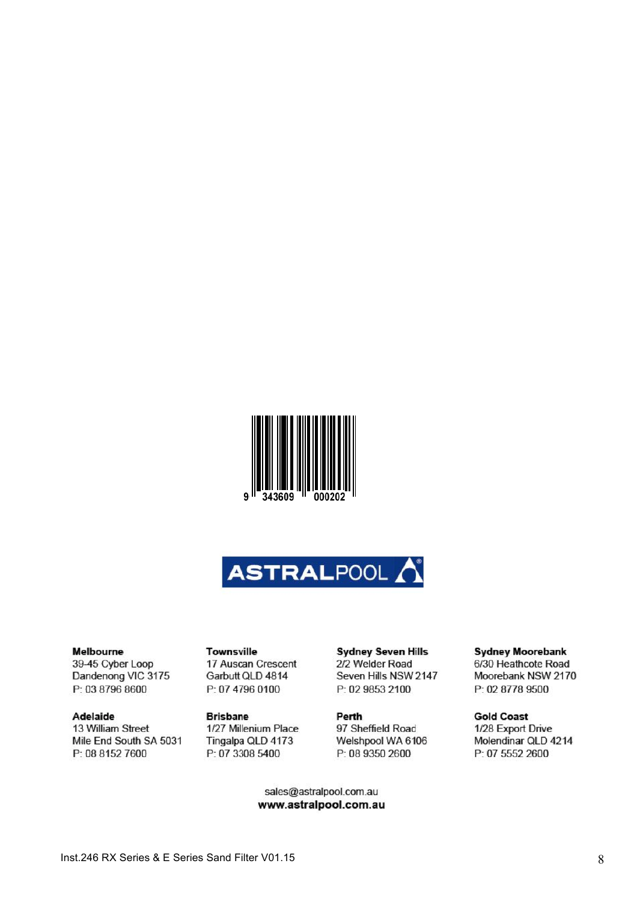9 343609 000202

ASTRALPOOL

**Melbourne**
39-45 Cyber Loop
Dandenong VIC 3175
P: 03 8796 8600

**Townsville**
17 Auscan Crescent
Garbutt QLD 4814
P: 07 4796 0100

**Sydney Seven Hills**
2/2 Welder Road
Seven Hills NSW 2147
P: 02 9853 2100

**Sydney Moorebank**
6/30 Heathcote Road
Moorebank NSW 2170
P: 02 8778 9500

**Adelaide**
13 William Street
Mile End South SA 5031
P: 08 8152 7600

**Brisbane**
1/27 Millenium Place
Tingalpa QLD 4173
P: 07 3308 5400

**Perth**
97 Sheffield Road
Welshpool WA 6106
P: 08 9350 2600

**Gold Coast**
1/28 Export Drive
Molendinar QLD 4214
P: 07 5552 2600

sales@astralpool.com.au
**www.astralpool.com.au**

Inst.246 RX Series & E Series Sand Filter V01.15